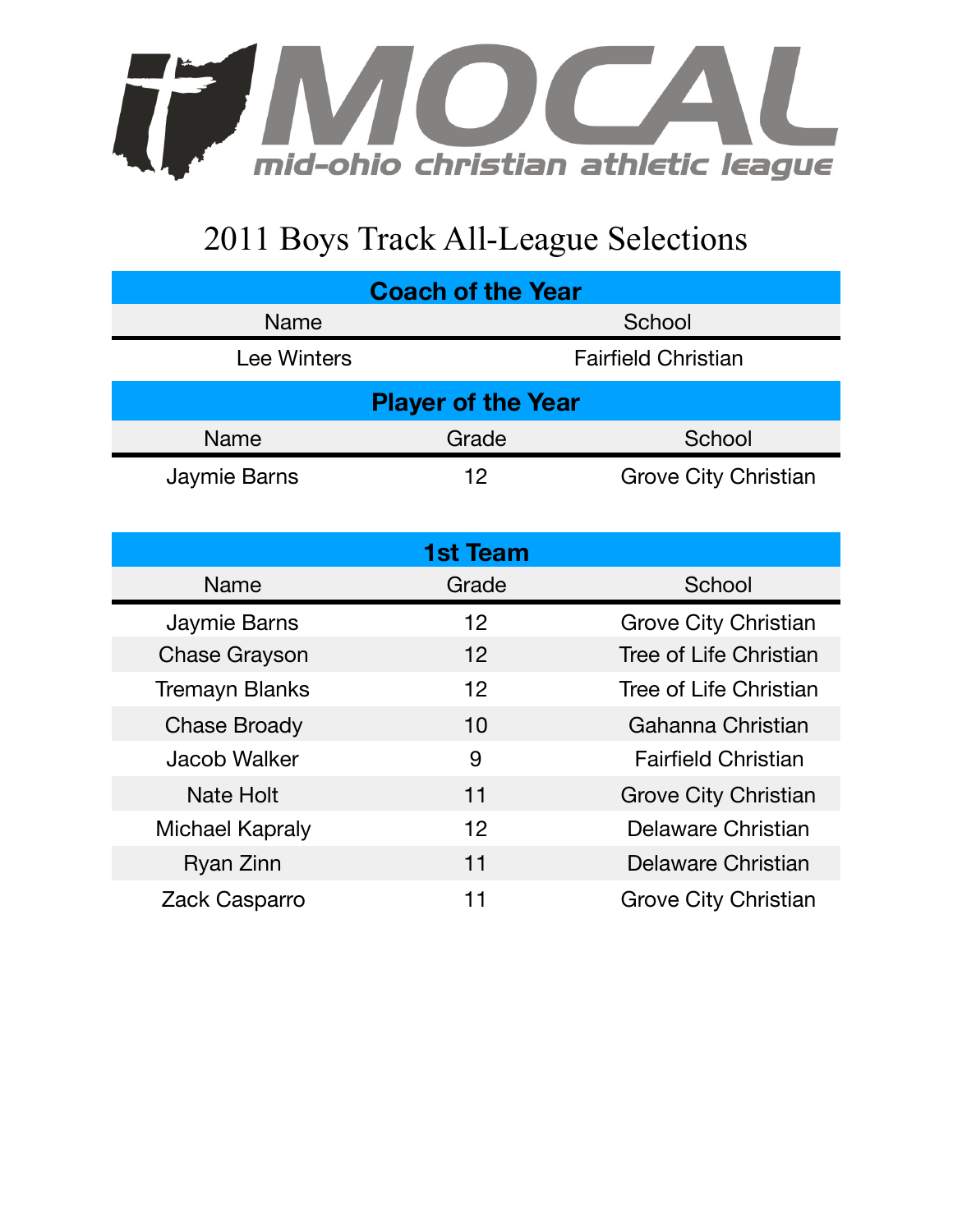# MOCAL

mid-ohio christian athletic league

## 2011 Boys Track All-League Selections

### Coach of the Year

| Name | School |
|---|---|
| Lee Winters | Fairfield Christian |

### Player of the Year

| Name | Grade | School |
|---|---|---|
| Jaymie Barns | 12 | Grove City Christian |

### 1st Team

| Name | Grade | School |
|---|---|---|
| Jaymie Barns | 12 | Grove City Christian |
| Chase Grayson | 12 | Tree of Life Christian |
| Tremayn Blanks | 12 | Tree of Life Christian |
| Chase Broady | 10 | Gahanna Christian |
| Jacob Walker | 9 | Fairfield Christian |
| Nate Holt | 11 | Grove City Christian |
| Michael Kapraly | 12 | Delaware Christian |
| Ryan Zinn | 11 | Delaware Christian |
| Zack Casparro | 11 | Grove City Christian |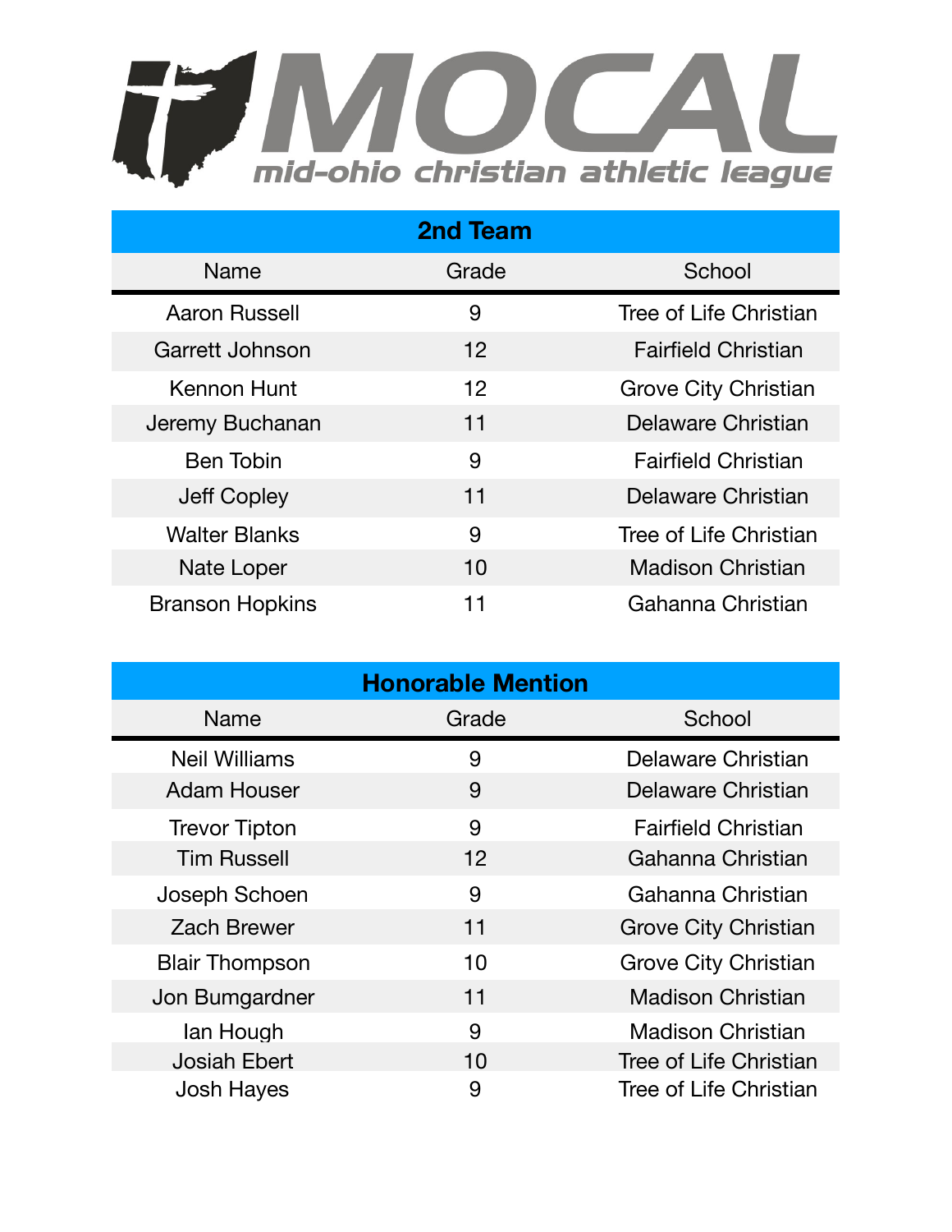# MOCAL

mid-ohio christian athletic league

## 2nd Team

| Name | Grade | School |
|---|---|---|
| Aaron Russell | 9 | Tree of Life Christian |
| Garrett Johnson | 12 | Fairfield Christian |
| Kennon Hunt | 12 | Grove City Christian |
| Jeremy Buchanan | 11 | Delaware Christian |
| Ben Tobin | 9 | Fairfield Christian |
| Jeff Copley | 11 | Delaware Christian |
| Walter Blanks | 9 | Tree of Life Christian |
| Nate Loper | 10 | Madison Christian |
| Branson Hopkins | 11 | Gahanna Christian |

## Honorable Mention

| Name | Grade | School |
|---|---|---|
| Neil Williams | 9 | Delaware Christian |
| Adam Houser | 9 | Delaware Christian |
| Trevor Tipton | 9 | Fairfield Christian |
| Tim Russell | 12 | Gahanna Christian |
| Joseph Schoen | 9 | Gahanna Christian |
| Zach Brewer | 11 | Grove City Christian |
| Blair Thompson | 10 | Grove City Christian |
| Jon Bumgardner | 11 | Madison Christian |
| Ian Hough | 9 | Madison Christian |
| Josiah Ebert | 10 | Tree of Life Christian |
| Josh Hayes | 9 | Tree of Life Christian |